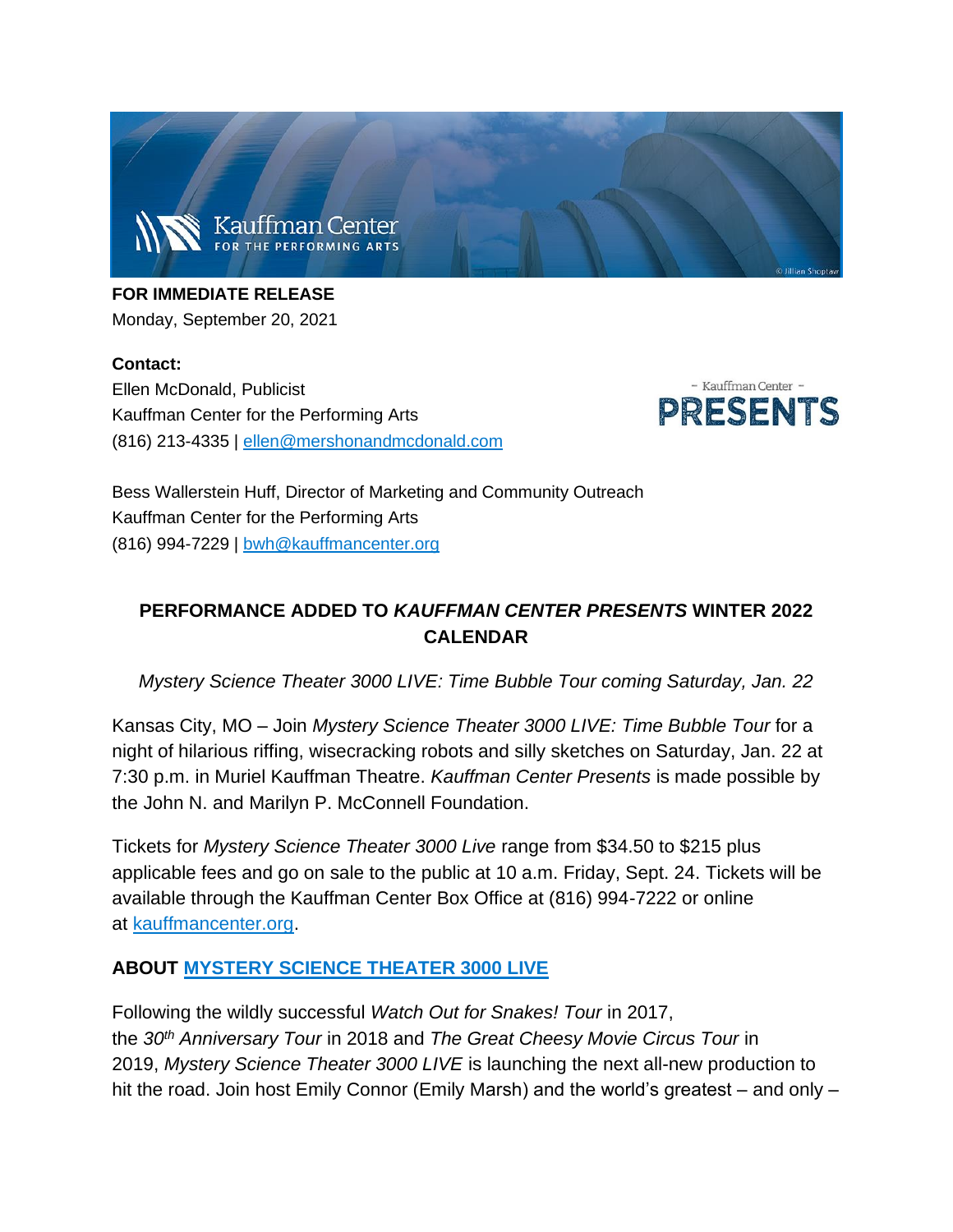**FOR IMMEDIATE RELEASE**
Monday, September 20, 2021

**Contact:**
Ellen McDonald, Publicist
Kauffman Center for the Performing Arts
(816) 213-4335 | ellen@mershonandmcdonald.com

Bess Wallerstein Huff, Director of Marketing and Community Outreach
Kauffman Center for the Performing Arts
(816) 994-7229 | bwh@kauffmancenter.org

## PERFORMANCE ADDED TO *KAUFFMAN CENTER PRESENTS* WINTER 2022 CALENDAR

*Mystery Science Theater 3000 LIVE: Time Bubble Tour coming Saturday, Jan. 22*

Kansas City, MO – Join *Mystery Science Theater 3000 LIVE: Time Bubble Tour* for a night of hilarious riffing, wisecracking robots and silly sketches on Saturday, Jan. 22 at 7:30 p.m. in Muriel Kauffman Theatre. *Kauffman Center Presents* is made possible by the John N. and Marilyn P. McConnell Foundation.

Tickets for *Mystery Science Theater 3000 Live* range from $34.50 to $215 plus applicable fees and go on sale to the public at 10 a.m. Friday, Sept. 24. Tickets will be available through the Kauffman Center Box Office at (816) 994-7222 or online at kauffmancenter.org.

### ABOUT MYSTERY SCIENCE THEATER 3000 LIVE

Following the wildly successful *Watch Out for Snakes! Tour* in 2017, the *30th Anniversary Tour* in 2018 and *The Great Cheesy Movie Circus Tour* in 2019, *Mystery Science Theater 3000 LIVE* is launching the next all-new production to hit the road. Join host Emily Connor (Emily Marsh) and the world's greatest – and only –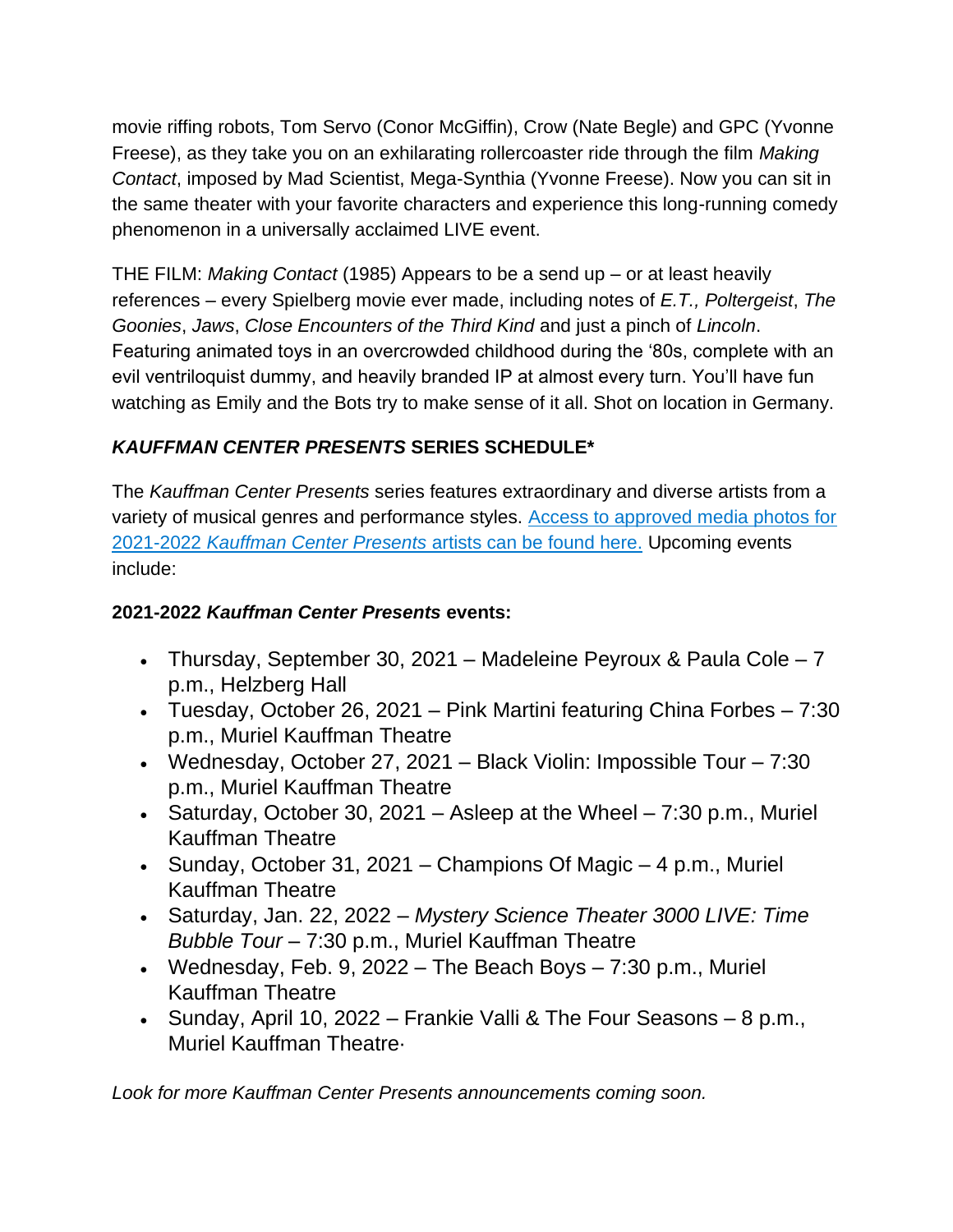movie riffing robots, Tom Servo (Conor McGiffin), Crow (Nate Begle) and GPC (Yvonne Freese), as they take you on an exhilarating rollercoaster ride through the film *Making Contact*, imposed by Mad Scientist, Mega-Synthia (Yvonne Freese). Now you can sit in the same theater with your favorite characters and experience this long-running comedy phenomenon in a universally acclaimed LIVE event.

THE FILM: *Making Contact* (1985) Appears to be a send up – or at least heavily references – every Spielberg movie ever made, including notes of *E.T., Poltergeist*, *The Goonies*, *Jaws*, *Close Encounters of the Third Kind* and just a pinch of *Lincoln*. Featuring animated toys in an overcrowded childhood during the '80s, complete with an evil ventriloquist dummy, and heavily branded IP at almost every turn. You'll have fun watching as Emily and the Bots try to make sense of it all. Shot on location in Germany.

## ***KAUFFMAN CENTER PRESENTS*** **SERIES SCHEDULE***

The *Kauffman Center Presents* series features extraordinary and diverse artists from a variety of musical genres and performance styles. [Access to approved media photos for 2021-2022 *Kauffman Center Presents* artists can be found here.]() Upcoming events include:

**2021-2022 *Kauffman Center Presents* events:**

- Thursday, September 30, 2021 – Madeleine Peyroux & Paula Cole – 7 p.m., Helzberg Hall
- Tuesday, October 26, 2021 – Pink Martini featuring China Forbes – 7:30 p.m., Muriel Kauffman Theatre
- Wednesday, October 27, 2021 – Black Violin: Impossible Tour – 7:30 p.m., Muriel Kauffman Theatre
- Saturday, October 30, 2021 – Asleep at the Wheel – 7:30 p.m., Muriel Kauffman Theatre
- Sunday, October 31, 2021 – Champions Of Magic – 4 p.m., Muriel Kauffman Theatre
- Saturday, Jan. 22, 2022 – *Mystery Science Theater 3000 LIVE: Time Bubble Tour* – 7:30 p.m., Muriel Kauffman Theatre
- Wednesday, Feb. 9, 2022 – The Beach Boys – 7:30 p.m., Muriel Kauffman Theatre
- Sunday, April 10, 2022 – Frankie Valli & The Four Seasons – 8 p.m., Muriel Kauffman Theatre·

*Look for more Kauffman Center Presents announcements coming soon.*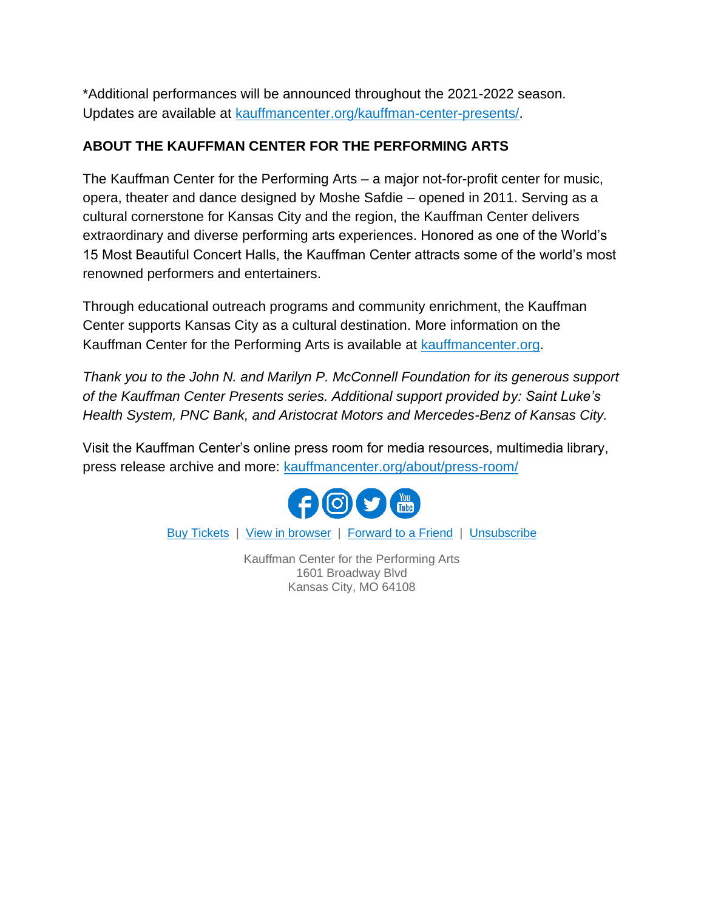*Additional performances will be announced throughout the 2021-2022 season. Updates are available at kauffmancenter.org/kauffman-center-presents/.

**ABOUT THE KAUFFMAN CENTER FOR THE PERFORMING ARTS**

The Kauffman Center for the Performing Arts – a major not-for-profit center for music, opera, theater and dance designed by Moshe Safdie – opened in 2011. Serving as a cultural cornerstone for Kansas City and the region, the Kauffman Center delivers extraordinary and diverse performing arts experiences. Honored as one of the World's 15 Most Beautiful Concert Halls, the Kauffman Center attracts some of the world's most renowned performers and entertainers.

Through educational outreach programs and community enrichment, the Kauffman Center supports Kansas City as a cultural destination. More information on the Kauffman Center for the Performing Arts is available at kauffmancenter.org.

*Thank you to the John N. and Marilyn P. McConnell Foundation for its generous support of the Kauffman Center Presents series. Additional support provided by: Saint Luke's Health System, PNC Bank, and Aristocrat Motors and Mercedes-Benz of Kansas City.*

Visit the Kauffman Center's online press room for media resources, multimedia library, press release archive and more: kauffmancenter.org/about/press-room/

Buy Tickets | View in browser | Forward to a Friend | Unsubscribe

Kauffman Center for the Performing Arts
1601 Broadway Blvd
Kansas City, MO 64108